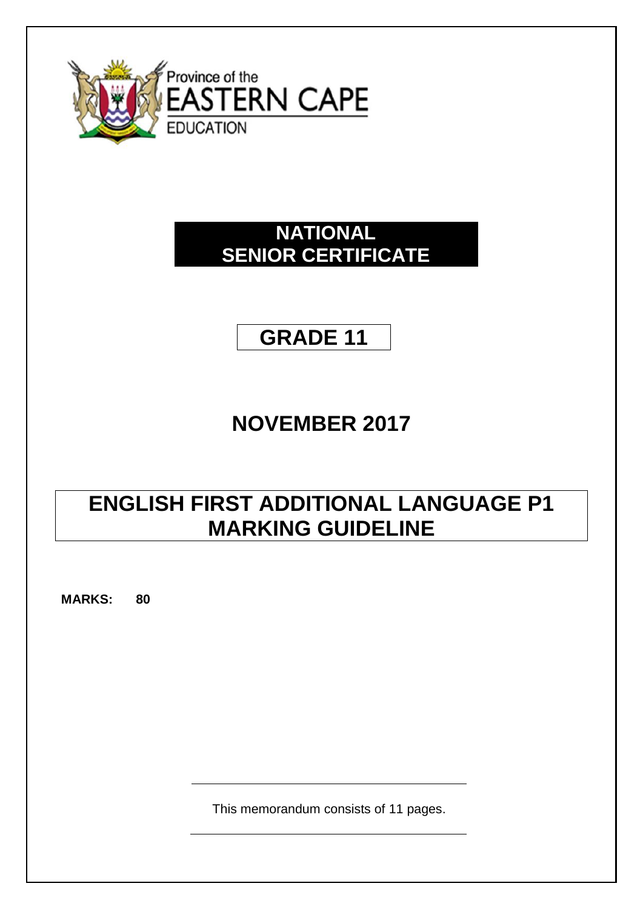Province of the
**EASTERN CAPE**
EDUCATION

# NATIONAL SENIOR CERTIFICATE

## GRADE 11

## NOVEMBER 2017

# ENGLISH FIRST ADDITIONAL LANGUAGE P1 MARKING GUIDELINE

**MARKS: 80**

This memorandum consists of 11 pages.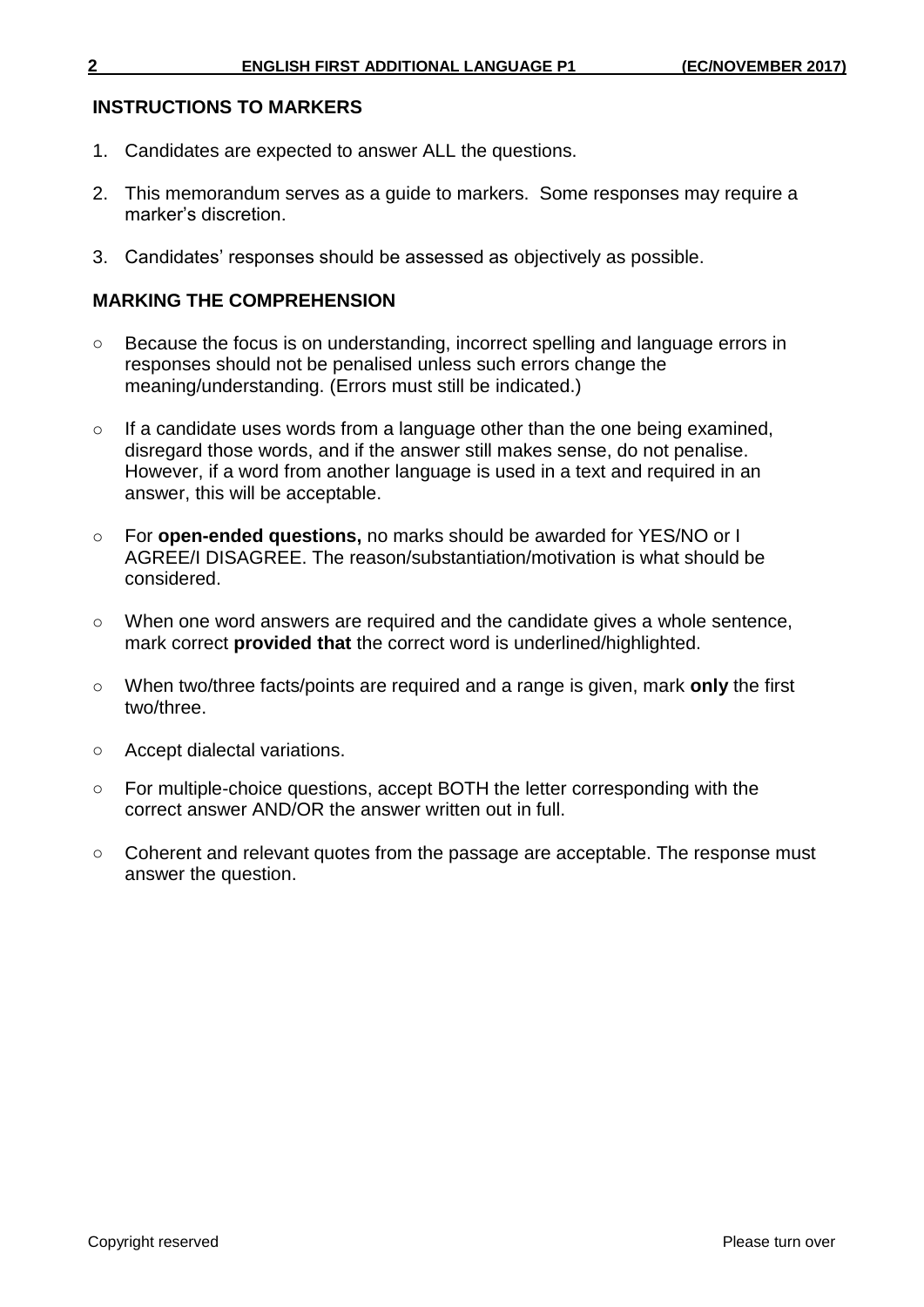## INSTRUCTIONS TO MARKERS

1. Candidates are expected to answer ALL the questions.
2. This memorandum serves as a guide to markers. Some responses may require a marker's discretion.
3. Candidates' responses should be assessed as objectively as possible.

## MARKING THE COMPREHENSION

- Because the focus is on understanding, incorrect spelling and language errors in responses should not be penalised unless such errors change the meaning/understanding. (Errors must still be indicated.)
- If a candidate uses words from a language other than the one being examined, disregard those words, and if the answer still makes sense, do not penalise. However, if a word from another language is used in a text and required in an answer, this will be acceptable.
- For **open-ended questions,** no marks should be awarded for YES/NO or I AGREE/I DISAGREE. The reason/substantiation/motivation is what should be considered.
- When one word answers are required and the candidate gives a whole sentence, mark correct **provided that** the correct word is underlined/highlighted.
- When two/three facts/points are required and a range is given, mark **only** the first two/three.
- Accept dialectal variations.
- For multiple-choice questions, accept BOTH the letter corresponding with the correct answer AND/OR the answer written out in full.
- Coherent and relevant quotes from the passage are acceptable. The response must answer the question.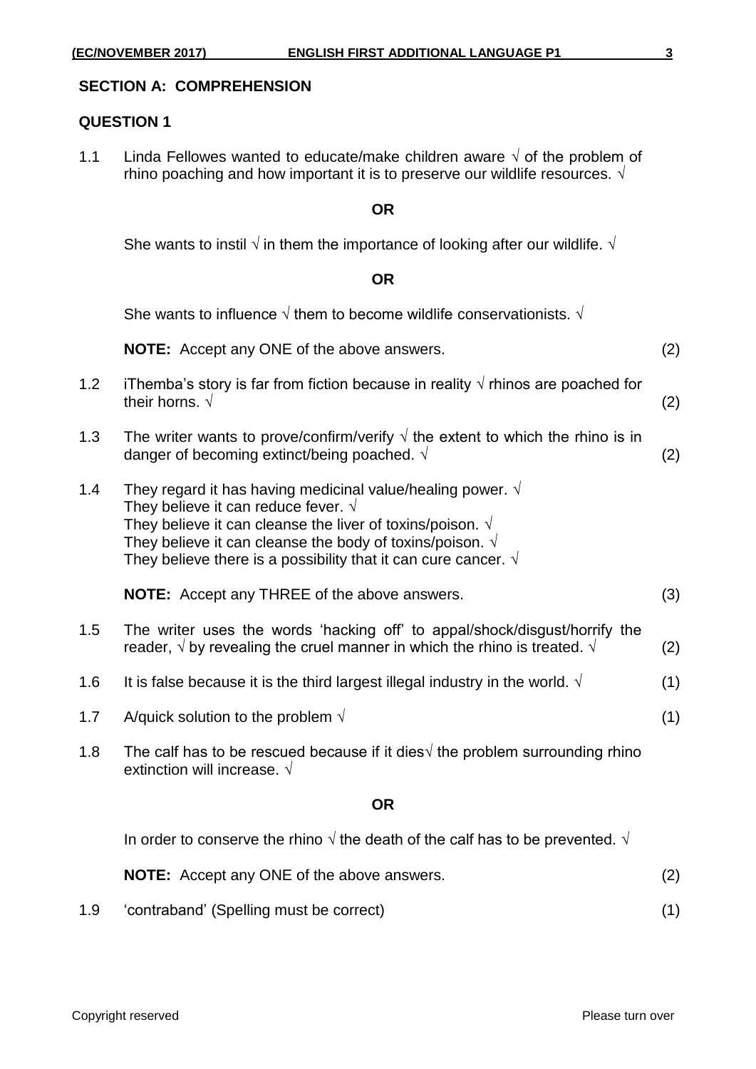## SECTION A: COMPREHENSION

### QUESTION 1

1.1 Linda Fellowes wanted to educate/make children aware √ of the problem of rhino poaching and how important it is to preserve our wildlife resources. √

**OR**

She wants to instil √ in them the importance of looking after our wildlife. √

**OR**

She wants to influence √ them to become wildlife conservationists. √

**NOTE:** Accept any ONE of the above answers. (2)

1.2 iThemba's story is far from fiction because in reality √ rhinos are poached for their horns. √ (2)

1.3 The writer wants to prove/confirm/verify √ the extent to which the rhino is in danger of becoming extinct/being poached. √ (2)

1.4 They regard it has having medicinal value/healing power. √
They believe it can reduce fever. √
They believe it can cleanse the liver of toxins/poison. √
They believe it can cleanse the body of toxins/poison. √
They believe there is a possibility that it can cure cancer. √

**NOTE:** Accept any THREE of the above answers. (3)

1.5 The writer uses the words 'hacking off' to appal/shock/disgust/horrify the reader, √ by revealing the cruel manner in which the rhino is treated. √ (2)

1.6 It is false because it is the third largest illegal industry in the world. √ (1)

1.7 A/quick solution to the problem √ (1)

1.8 The calf has to be rescued because if it dies√ the problem surrounding rhino extinction will increase. √

**OR**

In order to conserve the rhino √ the death of the calf has to be prevented. √

**NOTE:** Accept any ONE of the above answers. (2)

1.9 'contraband' (Spelling must be correct) (1)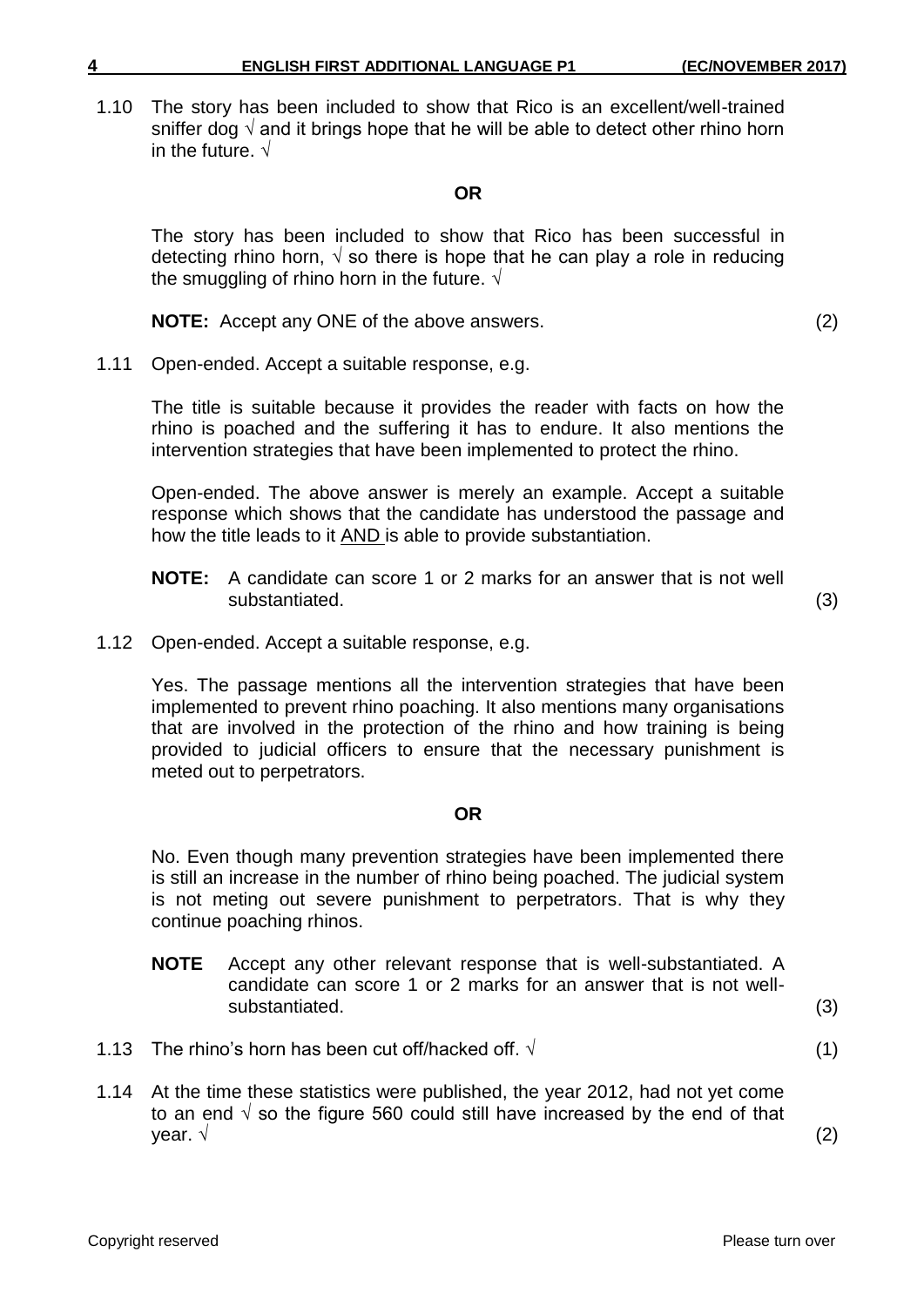1.10 The story has been included to show that Rico is an excellent/well-trained sniffer dog √ and it brings hope that he will be able to detect other rhino horn in the future. √

**OR**

The story has been included to show that Rico has been successful in detecting rhino horn, √ so there is hope that he can play a role in reducing the smuggling of rhino horn in the future. √

**NOTE:** Accept any ONE of the above answers. (2)

1.11 Open-ended. Accept a suitable response, e.g.

The title is suitable because it provides the reader with facts on how the rhino is poached and the suffering it has to endure. It also mentions the intervention strategies that have been implemented to protect the rhino.

Open-ended. The above answer is merely an example. Accept a suitable response which shows that the candidate has understood the passage and how the title leads to it AND is able to provide substantiation.

**NOTE:** A candidate can score 1 or 2 marks for an answer that is not well substantiated. (3)

1.12 Open-ended. Accept a suitable response, e.g.

Yes. The passage mentions all the intervention strategies that have been implemented to prevent rhino poaching. It also mentions many organisations that are involved in the protection of the rhino and how training is being provided to judicial officers to ensure that the necessary punishment is meted out to perpetrators.

**OR**

No. Even though many prevention strategies have been implemented there is still an increase in the number of rhino being poached. The judicial system is not meting out severe punishment to perpetrators. That is why they continue poaching rhinos.

**NOTE** Accept any other relevant response that is well-substantiated. A candidate can score 1 or 2 marks for an answer that is not well-substantiated. (3)

1.13 The rhino's horn has been cut off/hacked off. √ (1)

1.14 At the time these statistics were published, the year 2012, had not yet come to an end √ so the figure 560 could still have increased by the end of that year. √ (2)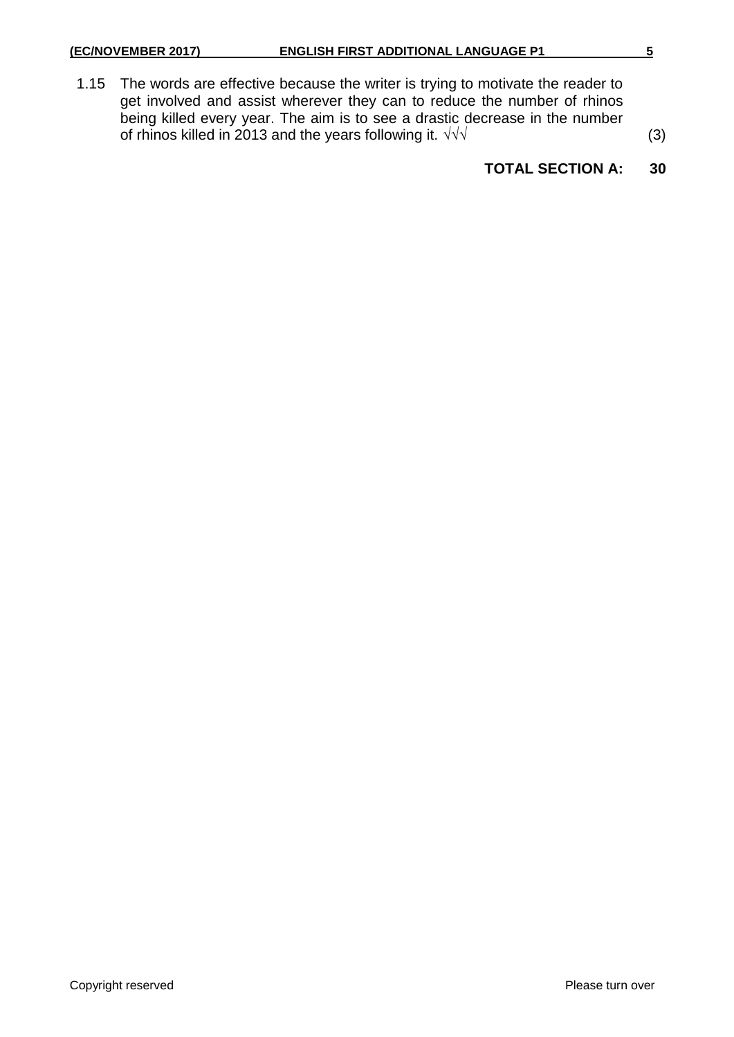1.15 The words are effective because the writer is trying to motivate the reader to get involved and assist wherever they can to reduce the number of rhinos being killed every year. The aim is to see a drastic decrease in the number of rhinos killed in 2013 and the years following it. √√√ (3)

**TOTAL SECTION A: 30**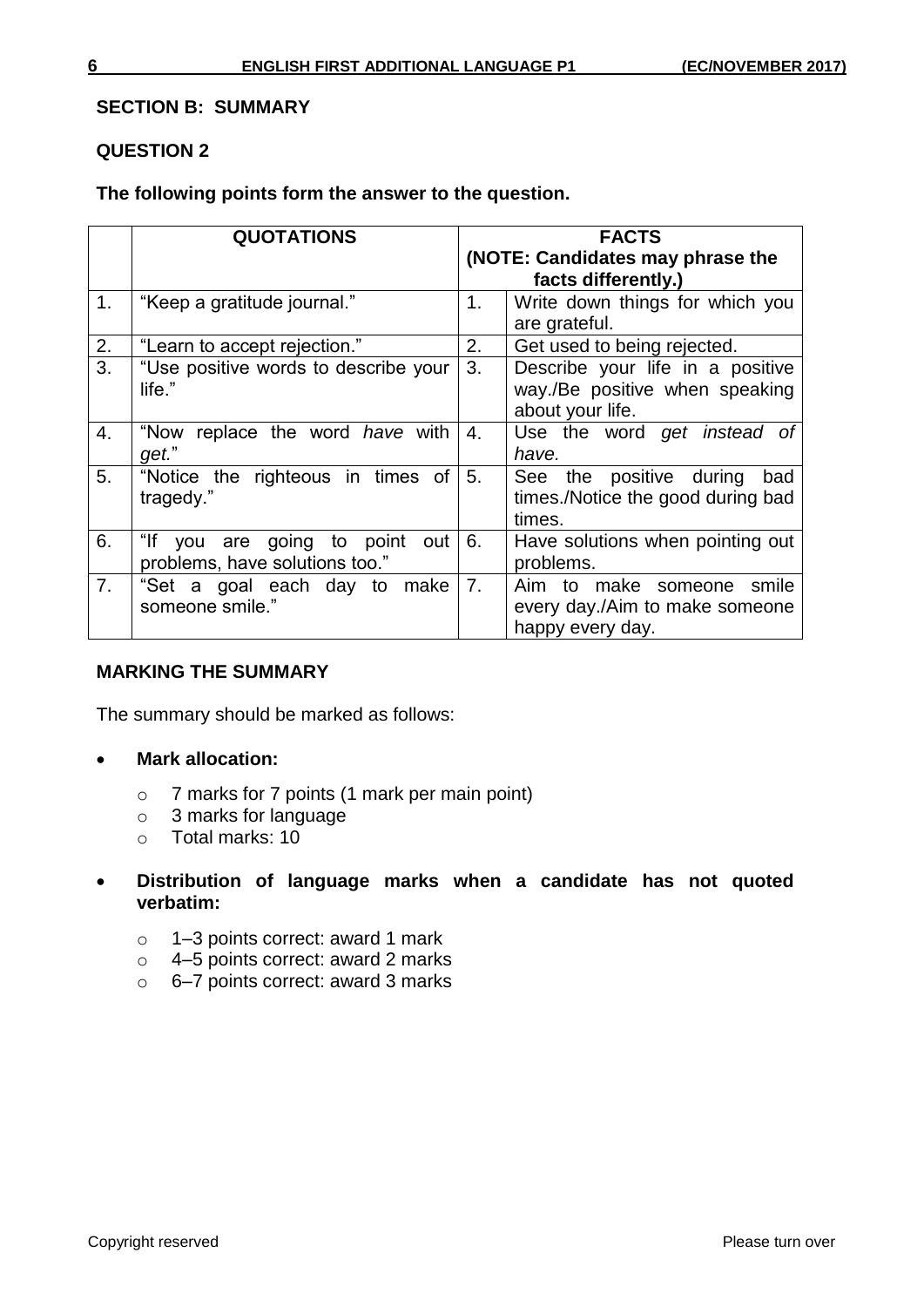**SECTION B: SUMMARY**

**QUESTION 2**

**The following points form the answer to the question.**

| | QUOTATIONS | FACTS (NOTE: Candidates may phrase the facts differently.) | |
|---|---|---|---|
| 1. | "Keep a gratitude journal." | 1. | Write down things for which you are grateful. |
| 2. | "Learn to accept rejection." | 2. | Get used to being rejected. |
| 3. | "Use positive words to describe your life." | 3. | Describe your life in a positive way./Be positive when speaking about your life. |
| 4. | "Now replace the word *have* with *get.*" | 4. | Use the word *get instead of have.* |
| 5. | "Notice the righteous in times of tragedy." | 5. | See the positive during bad times./Notice the good during bad times. |
| 6. | "If you are going to point out problems, have solutions too." | 6. | Have solutions when pointing out problems. |
| 7. | "Set a goal each day to make someone smile." | 7. | Aim to make someone smile every day./Aim to make someone happy every day. |

**MARKING THE SUMMARY**

The summary should be marked as follows:

- **Mark allocation:**
  - 7 marks for 7 points (1 mark per main point)
  - 3 marks for language
  - Total marks: 10

- **Distribution of language marks when a candidate has not quoted verbatim:**
  - 1–3 points correct: award 1 mark
  - 4–5 points correct: award 2 marks
  - 6–7 points correct: award 3 marks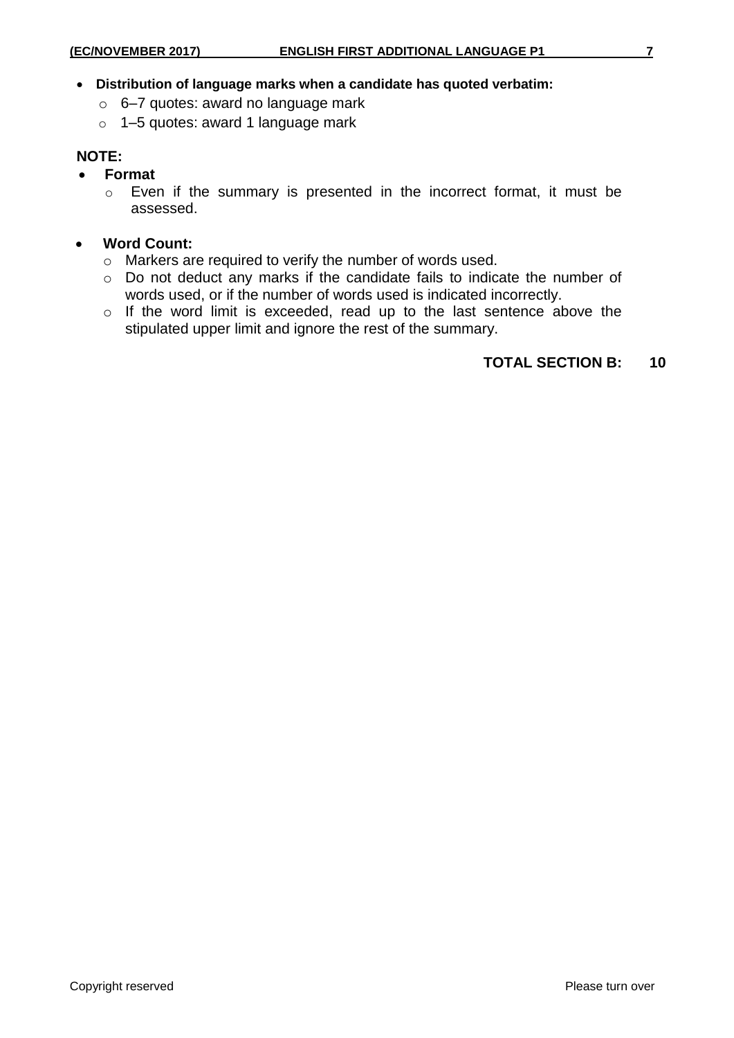- **Distribution of language marks when a candidate has quoted verbatim:**
  - 6–7 quotes: award no language mark
  - 1–5 quotes: award 1 language mark

**NOTE:**

- **Format**
  - Even if the summary is presented in the incorrect format, it must be assessed.

- **Word Count:**
  - Markers are required to verify the number of words used.
  - Do not deduct any marks if the candidate fails to indicate the number of words used, or if the number of words used is indicated incorrectly.
  - If the word limit is exceeded, read up to the last sentence above the stipulated upper limit and ignore the rest of the summary.

**TOTAL SECTION B: 10**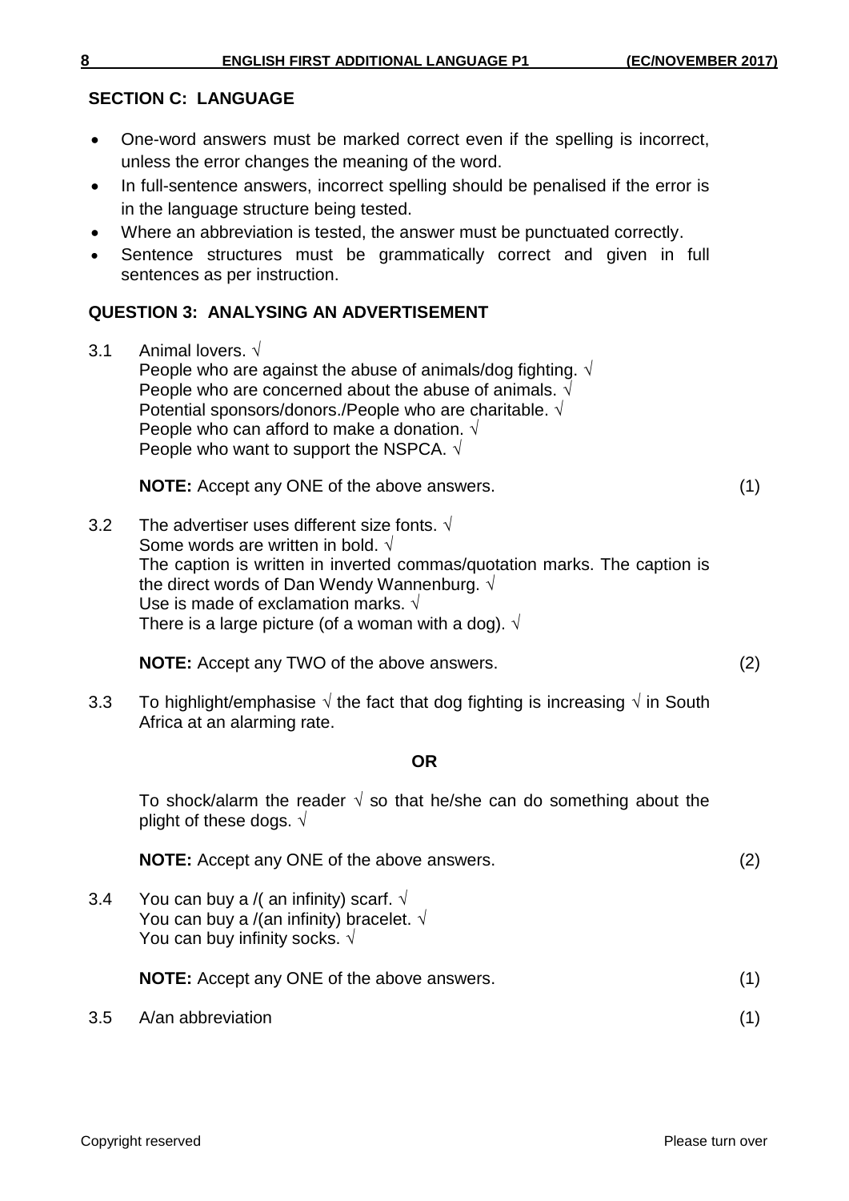## SECTION C: LANGUAGE

- One-word answers must be marked correct even if the spelling is incorrect, unless the error changes the meaning of the word.
- In full-sentence answers, incorrect spelling should be penalised if the error is in the language structure being tested.
- Where an abbreviation is tested, the answer must be punctuated correctly.
- Sentence structures must be grammatically correct and given in full sentences as per instruction.

### QUESTION 3: ANALYSING AN ADVERTISEMENT

3.1 Animal lovers. √
People who are against the abuse of animals/dog fighting. √
People who are concerned about the abuse of animals. √
Potential sponsors/donors./People who are charitable. √
People who can afford to make a donation. √
People who want to support the NSPCA. √

**NOTE:** Accept any ONE of the above answers. (1)

3.2 The advertiser uses different size fonts. √
Some words are written in bold. √
The caption is written in inverted commas/quotation marks. The caption is the direct words of Dan Wendy Wannenburg. √
Use is made of exclamation marks. √
There is a large picture (of a woman with a dog). √

**NOTE:** Accept any TWO of the above answers. (2)

3.3 To highlight/emphasise √ the fact that dog fighting is increasing √ in South Africa at an alarming rate.

**OR**

To shock/alarm the reader √ so that he/she can do something about the plight of these dogs. √

**NOTE:** Accept any ONE of the above answers. (2)

3.4 You can buy a /( an infinity) scarf. √
You can buy a /(an infinity) bracelet. √
You can buy infinity socks. √

**NOTE:** Accept any ONE of the above answers. (1)

3.5 A/an abbreviation (1)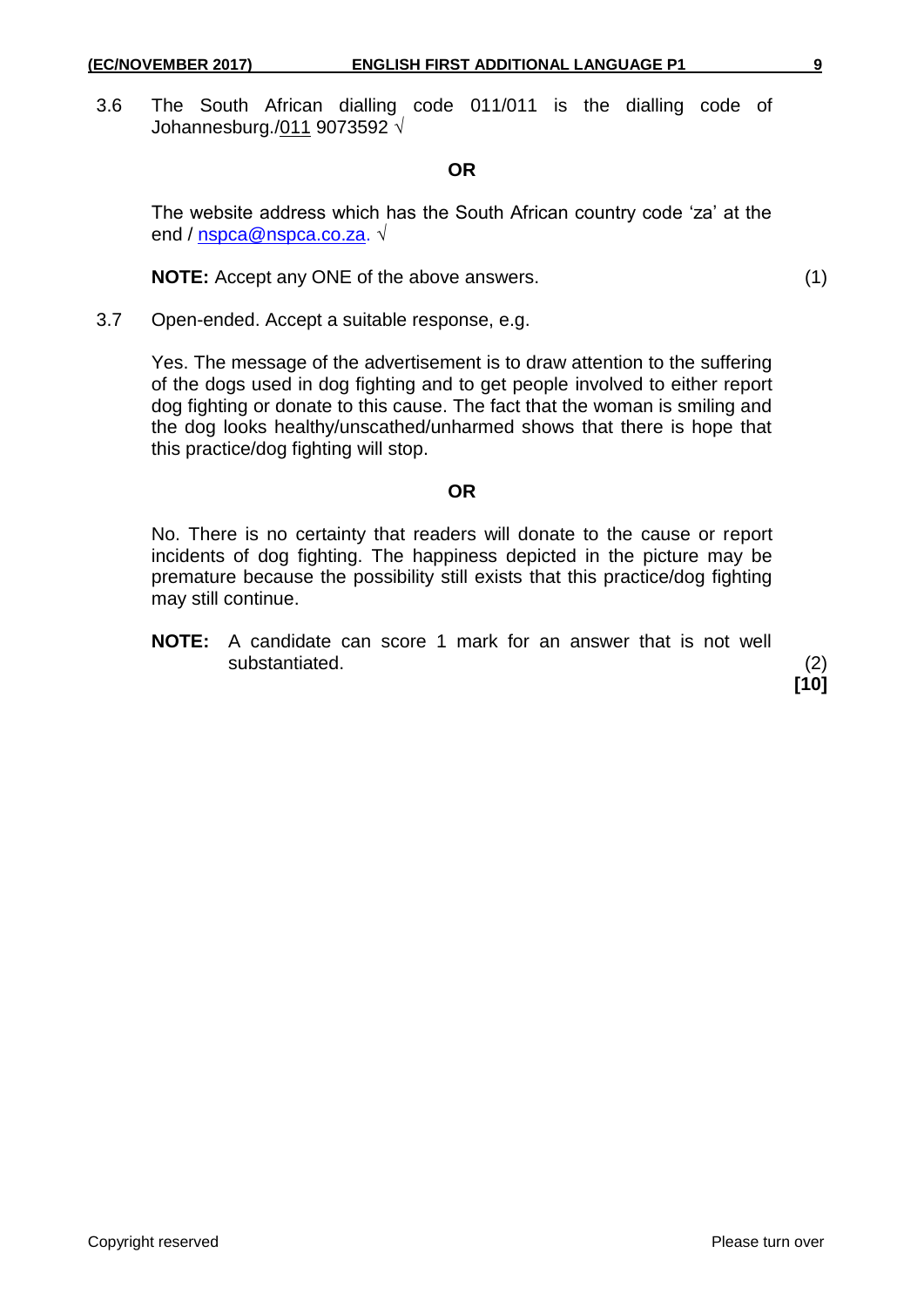3.6 The South African dialling code 011/011 is the dialling code of Johannesburg./011 9073592 √

**OR**

The website address which has the South African country code 'za' at the end / nspca@nspca.co.za. √

**NOTE:** Accept any ONE of the above answers. (1)

3.7 Open-ended. Accept a suitable response, e.g.

Yes. The message of the advertisement is to draw attention to the suffering of the dogs used in dog fighting and to get people involved to either report dog fighting or donate to this cause. The fact that the woman is smiling and the dog looks healthy/unscathed/unharmed shows that there is hope that this practice/dog fighting will stop.

**OR**

No. There is no certainty that readers will donate to the cause or report incidents of dog fighting. The happiness depicted in the picture may be premature because the possibility still exists that this practice/dog fighting may still continue.

**NOTE:** A candidate can score 1 mark for an answer that is not well substantiated. (2)

**[10]**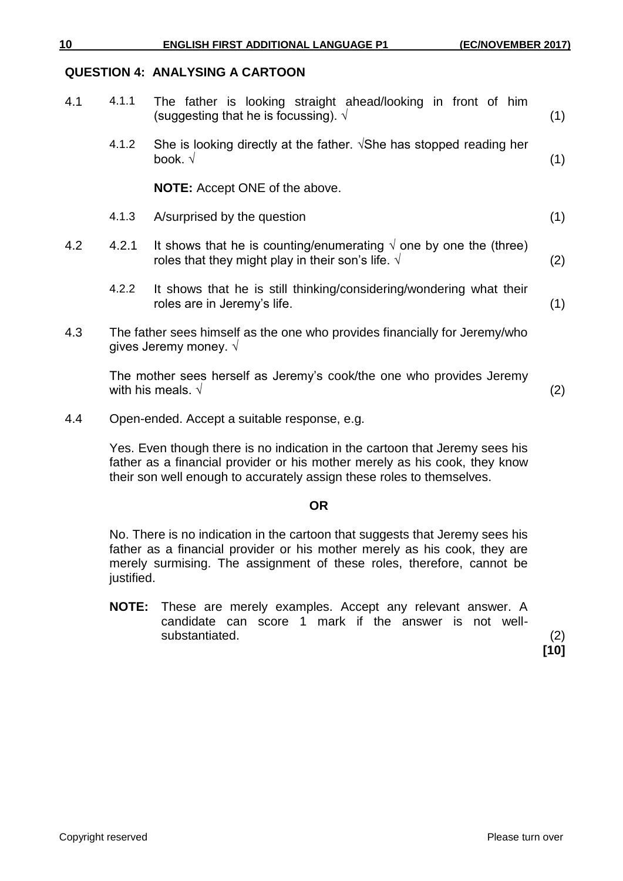## QUESTION 4: ANALYSING A CARTOON

4.1

4.1.1 The father is looking straight ahead/looking in front of him (suggesting that he is focussing). √ (1)

4.1.2 She is looking directly at the father. √She has stopped reading her book. √ (1)

**NOTE:** Accept ONE of the above.

4.1.3 A/surprised by the question (1)

4.2

4.2.1 It shows that he is counting/enumerating √ one by one the (three) roles that they might play in their son's life. √ (2)

4.2.2 It shows that he is still thinking/considering/wondering what their roles are in Jeremy's life. (1)

4.3 The father sees himself as the one who provides financially for Jeremy/who gives Jeremy money. √

The mother sees herself as Jeremy's cook/the one who provides Jeremy with his meals. √ (2)

4.4 Open-ended. Accept a suitable response, e.g.

Yes. Even though there is no indication in the cartoon that Jeremy sees his father as a financial provider or his mother merely as his cook, they know their son well enough to accurately assign these roles to themselves.

**OR**

No. There is no indication in the cartoon that suggests that Jeremy sees his father as a financial provider or his mother merely as his cook, they are merely surmising. The assignment of these roles, therefore, cannot be justified.

**NOTE:** These are merely examples. Accept any relevant answer. A candidate can score 1 mark if the answer is not well-substantiated. (2)

**[10]**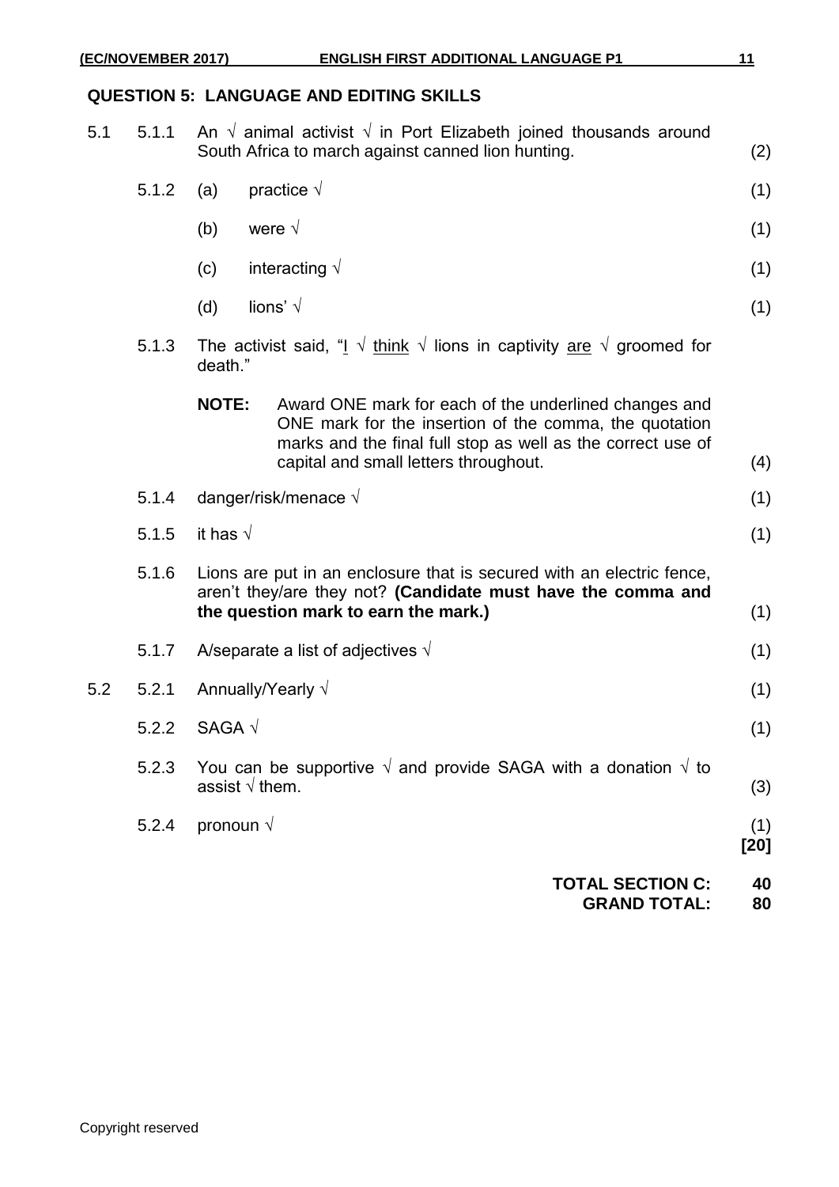## QUESTION 5: LANGUAGE AND EDITING SKILLS

| | | | |
|---|---|---|---|
| 5.1 | 5.1.1 | An √ animal activist √ in Port Elizabeth joined thousands around South Africa to march against canned lion hunting. | (2) |
| | 5.1.2 | (a) practice √ | (1) |
| | | (b) were √ | (1) |
| | | (c) interacting √ | (1) |
| | | (d) lions' √ | (1) |
| | 5.1.3 | The activist said, "I √ think √ lions in captivity are √ groomed for death."<br><br>**NOTE:** Award ONE mark for each of the underlined changes and ONE mark for the insertion of the comma, the quotation marks and the final full stop as well as the correct use of capital and small letters throughout. | (4) |
| | 5.1.4 | danger/risk/menace √ | (1) |
| | 5.1.5 | it has √ | (1) |
| | 5.1.6 | Lions are put in an enclosure that is secured with an electric fence, aren't they/are they not? **(Candidate must have the comma and the question mark to earn the mark.)** | (1) |
| | 5.1.7 | A/separate a list of adjectives √ | (1) |
| 5.2 | 5.2.1 | Annually/Yearly √ | (1) |
| | 5.2.2 | SAGA √ | (1) |
| | 5.2.3 | You can be supportive √ and provide SAGA with a donation √ to assist √ them. | (3) |
| | 5.2.4 | pronoun √ | (1)<br>**[20]** |

**TOTAL SECTION C: 40**

**GRAND TOTAL: 80**